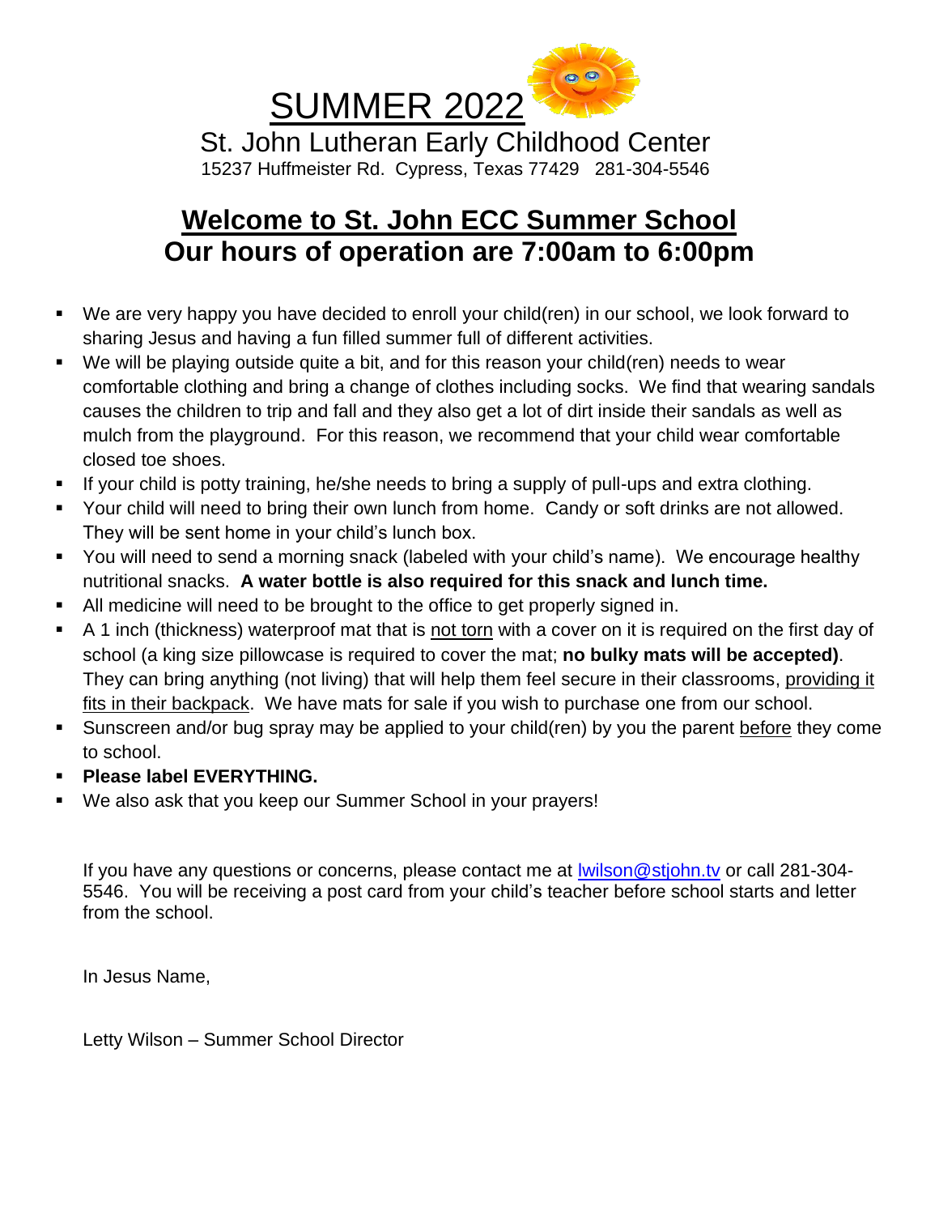# SUMMER 2022

St. John Lutheran Early Childhood Center

15237 Huffmeister Rd. Cypress, Texas 77429 281-304-5546

## Welcome to St. John ECC Summer School
## Our hours of operation are 7:00am to 6:00pm

- We are very happy you have decided to enroll your child(ren) in our school, we look forward to sharing Jesus and having a fun filled summer full of different activities.
- We will be playing outside quite a bit, and for this reason your child(ren) needs to wear comfortable clothing and bring a change of clothes including socks. We find that wearing sandals causes the children to trip and fall and they also get a lot of dirt inside their sandals as well as mulch from the playground. For this reason, we recommend that your child wear comfortable closed toe shoes.
- If your child is potty training, he/she needs to bring a supply of pull-ups and extra clothing.
- Your child will need to bring their own lunch from home. Candy or soft drinks are not allowed. They will be sent home in your child's lunch box.
- You will need to send a morning snack (labeled with your child's name). We encourage healthy nutritional snacks. **A water bottle is also required for this snack and lunch time.**
- All medicine will need to be brought to the office to get properly signed in.
- A 1 inch (thickness) waterproof mat that is not torn with a cover on it is required on the first day of school (a king size pillowcase is required to cover the mat; **no bulky mats will be accepted)**. They can bring anything (not living) that will help them feel secure in their classrooms, providing it fits in their backpack. We have mats for sale if you wish to purchase one from our school.
- Sunscreen and/or bug spray may be applied to your child(ren) by you the parent before they come to school.
- **Please label EVERYTHING.**
- We also ask that you keep our Summer School in your prayers!

If you have any questions or concerns, please contact me at lwilson@stjohn.tv or call 281-304-5546. You will be receiving a post card from your child's teacher before school starts and letter from the school.

In Jesus Name,

Letty Wilson – Summer School Director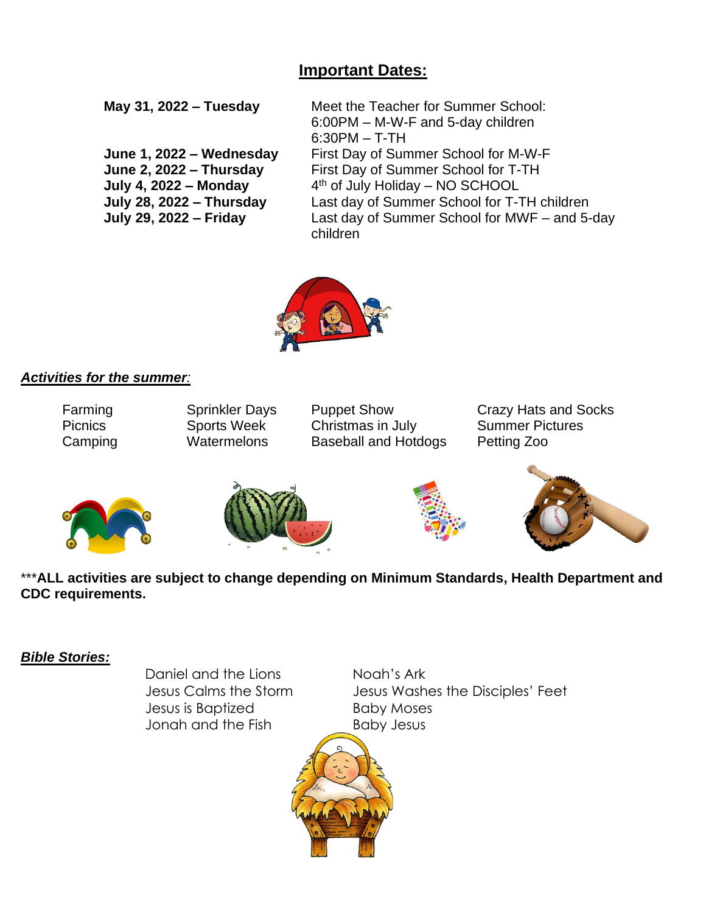## Important Dates:

| | |
|---|---|
| **May 31, 2022 – Tuesday** | Meet the Teacher for Summer School: 6:00PM – M-W-F and 5-day children 6:30PM – T-TH |
| **June 1, 2022 – Wednesday** | First Day of Summer School for M-W-F |
| **June 2, 2022 – Thursday** | First Day of Summer School for T-TH |
| **July 4, 2022 – Monday** | 4th of July Holiday – NO SCHOOL |
| **July 28, 2022 – Thursday** | Last day of Summer School for T-TH children |
| **July 29, 2022 – Friday** | Last day of Summer School for MWF – and 5-day children |

***Activities for the summer:***

- Farming
- Picnics
- Camping
- Sprinkler Days
- Sports Week
- Watermelons
- Puppet Show
- Christmas in July
- Baseball and Hotdogs
- Crazy Hats and Socks
- Summer Pictures
- Petting Zoo

***ALL activities are subject to change depending on Minimum Standards, Health Department and CDC requirements.**

***Bible Stories:***

- Daniel and the Lions
- Jesus Calms the Storm
- Jesus is Baptized
- Jonah and the Fish
- Noah's Ark
- Jesus Washes the Disciples' Feet
- Baby Moses
- Baby Jesus